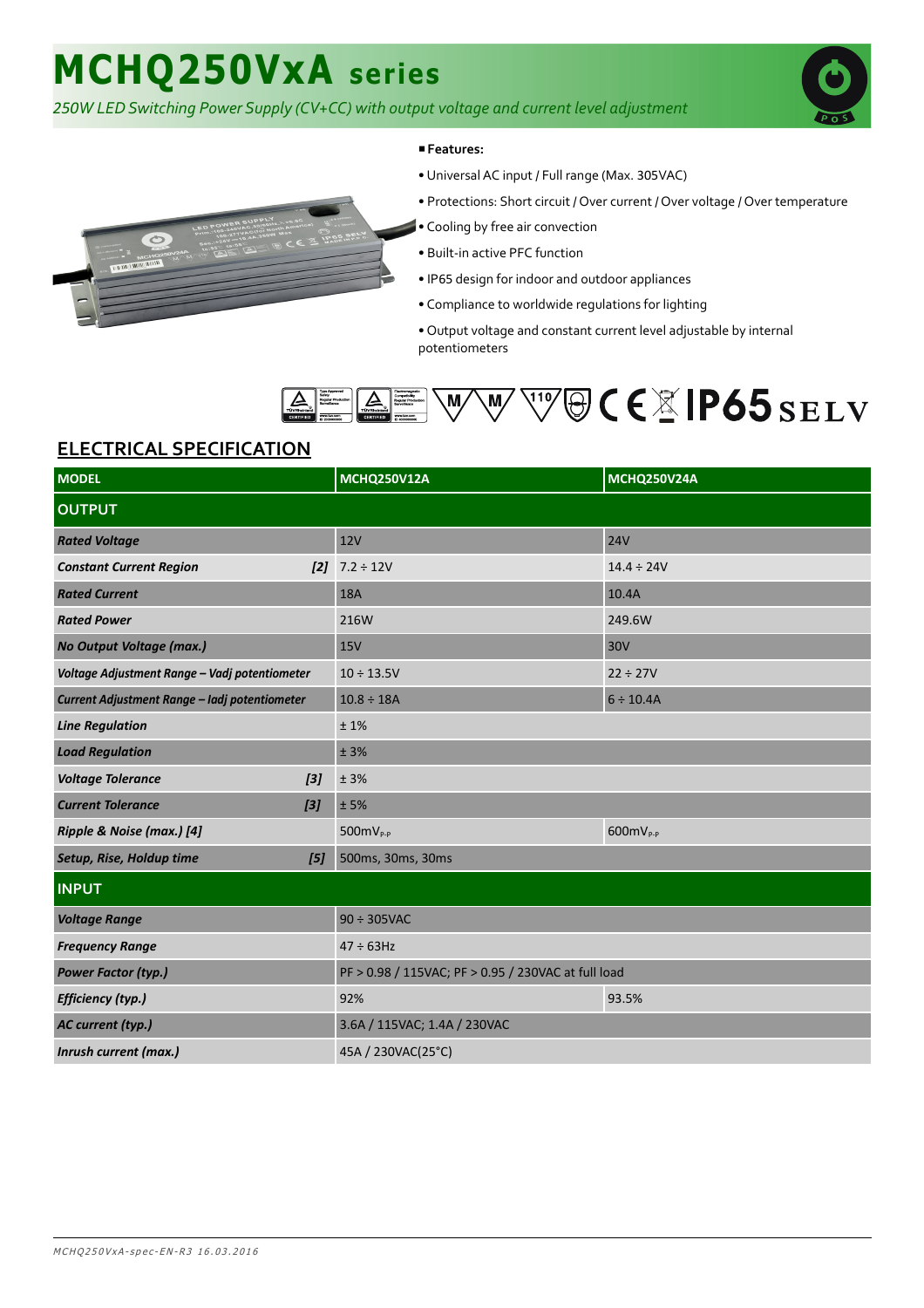# MCHQ250VxA series

*250W LED Switching Power Supply (CV+CC) with output voltage and current level adjustment*

**Features:**

- Universal AC input / Full range (Max. 305VAC)
- Protections: Short circuit / Over current / Over voltage / Over temperature
- Cooling by free air convection
- Built-in active PFC function
- IP65 design for indoor and outdoor appliances
- Compliance to worldwide regulations for lighting
- Output voltage and constant current level adjustable by internal potentiometers

IP65 SELV

## ELECTRICAL SPECIFICATION

| MODEL | MCHQ250V12A | MCHQ250V24A |
|---|---|---|
| **OUTPUT** | | |
| ***Rated Voltage*** | 12V | 24V |
| ***Constant Current Region*** [2] | 7.2 ÷ 12V | 14.4 ÷ 24V |
| ***Rated Current*** | 18A | 10.4A |
| ***Rated Power*** | 216W | 249.6W |
| ***No Output Voltage (max.)*** | 15V | 30V |
| ***Voltage Adjustment Range – Vadj potentiometer*** | 10 ÷ 13.5V | 22 ÷ 27V |
| ***Current Adjustment Range – Iadj potentiometer*** | 10.8 ÷ 18A | 6 ÷ 10.4A |
| ***Line Regulation*** | ± 1% | |
| ***Load Regulation*** | ± 3% | |
| ***Voltage Tolerance*** [3] | ± 3% | |
| ***Current Tolerance*** [3] | ± 5% | |
| ***Ripple & Noise (max.) [4]*** | 500mV$_{P-P}$ | 600mV$_{P-P}$ |
| ***Setup, Rise, Holdup time*** [5] | 500ms, 30ms, 30ms | |
| **INPUT** | | |
| ***Voltage Range*** | 90 ÷ 305VAC | |
| ***Frequency Range*** | 47 ÷ 63Hz | |
| ***Power Factor (typ.)*** | PF > 0.98 / 115VAC; PF > 0.95 / 230VAC at full load | |
| ***Efficiency (typ.)*** | 92% | 93.5% |
| ***AC current (typ.)*** | 3.6A / 115VAC; 1.4A / 230VAC | |
| ***Inrush current (max.)*** | 45A / 230VAC(25°C) | |

*MCHQ250VxA-spec-EN-R3 16.03.2016*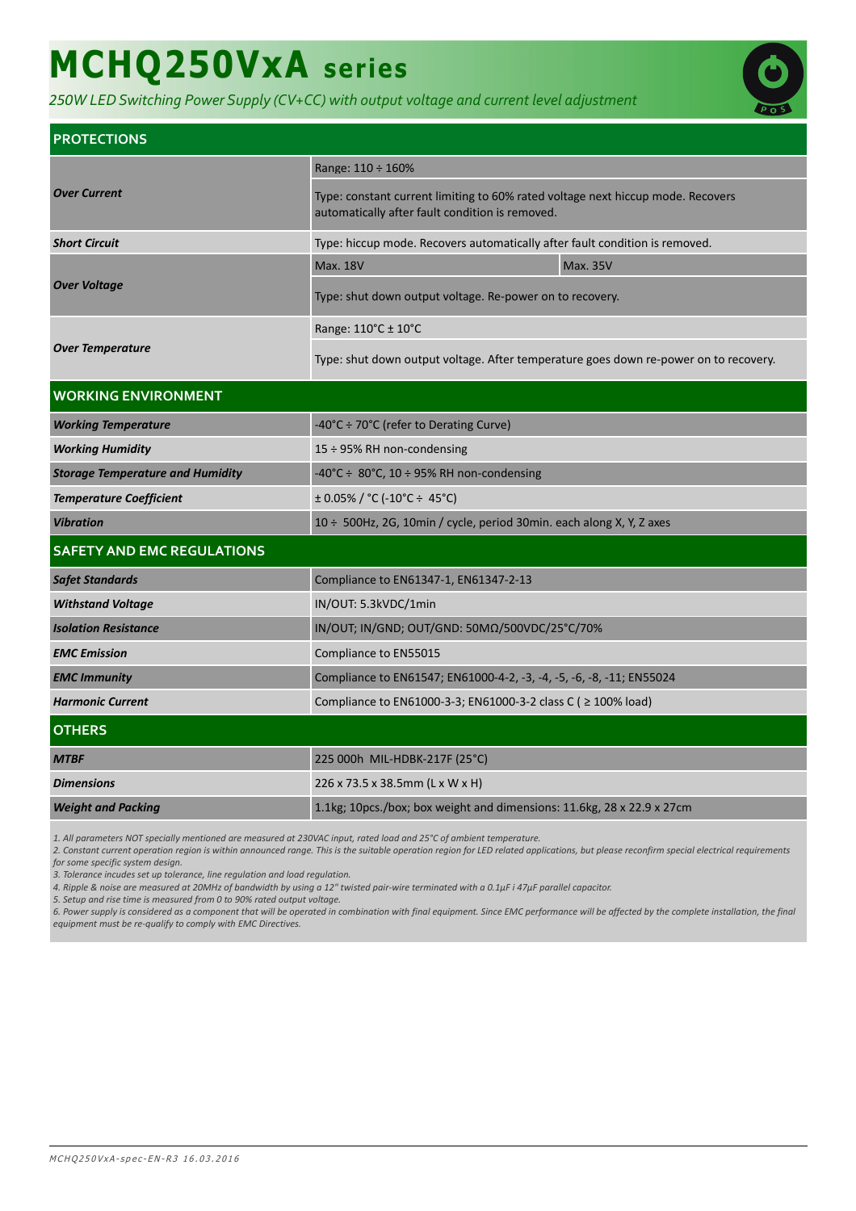# MCHQ250VxA series

*250W LED Switching Power Supply (CV+CC) with output voltage and current level adjustment*

| PROTECTIONS | | |
|---|---|---|
| ***Over Current*** | Range: 110 ÷ 160% | |
| | Type: constant current limiting to 60% rated voltage next hiccup mode. Recovers automatically after fault condition is removed. | |
| ***Short Circuit*** | Type: hiccup mode. Recovers automatically after fault condition is removed. | |
| ***Over Voltage*** | Max. 18V | Max. 35V |
| | Type: shut down output voltage. Re-power on to recovery. | |
| ***Over Temperature*** | Range: 110°C ± 10°C | |
| | Type: shut down output voltage. After temperature goes down re-power on to recovery. | |

| WORKING ENVIRONMENT | |
|---|---|
| ***Working Temperature*** | -40°C ÷ 70°C (refer to Derating Curve) |
| ***Working Humidity*** | 15 ÷ 95% RH non-condensing |
| ***Storage Temperature and Humidity*** | -40°C ÷ 80°C, 10 ÷ 95% RH non-condensing |
| ***Temperature Coefficient*** | ± 0.05% / °C (-10°C ÷ 45°C) |
| ***Vibration*** | 10 ÷ 500Hz, 2G, 10min / cycle, period 30min. each along X, Y, Z axes |

| SAFETY AND EMC REGULATIONS | |
|---|---|
| ***Safet Standards*** | Compliance to EN61347-1, EN61347-2-13 |
| ***Withstand Voltage*** | IN/OUT: 5.3kVDC/1min |
| ***Isolation Resistance*** | IN/OUT; IN/GND; OUT/GND: 50MΩ/500VDC/25°C/70% |
| ***EMC Emission*** | Compliance to EN55015 |
| ***EMC Immunity*** | Compliance to EN61547; EN61000-4-2, -3, -4, -5, -6, -8, -11; EN55024 |
| ***Harmonic Current*** | Compliance to EN61000-3-3; EN61000-3-2 class C ( ≥ 100% load) |

| OTHERS | |
|---|---|
| ***MTBF*** | 225 000h MIL-HDBK-217F (25°C) |
| ***Dimensions*** | 226 x 73.5 x 38.5mm (L x W x H) |
| ***Weight and Packing*** | 1.1kg; 10pcs./box; box weight and dimensions: 11.6kg, 28 x 22.9 x 27cm |

*1. All parameters NOT specially mentioned are measured at 230VAC input, rated load and 25°C of ambient temperature.*
*2. Constant current operation region is within announced range. This is the suitable operation region for LED related applications, but please reconfirm special electrical requirements for some specific system design.*
*3. Tolerance incudes set up tolerance, line regulation and load regulation.*
*4. Ripple & noise are measured at 20MHz of bandwidth by using a 12" twisted pair-wire terminated with a 0.1μF i 47μF parallel capacitor.*
*5. Setup and rise time is measured from 0 to 90% rated output voltage.*
*6. Power supply is considered as a component that will be operated in combination with final equipment. Since EMC performance will be affected by the complete installation, the final equipment must be re-qualify to comply with EMC Directives.*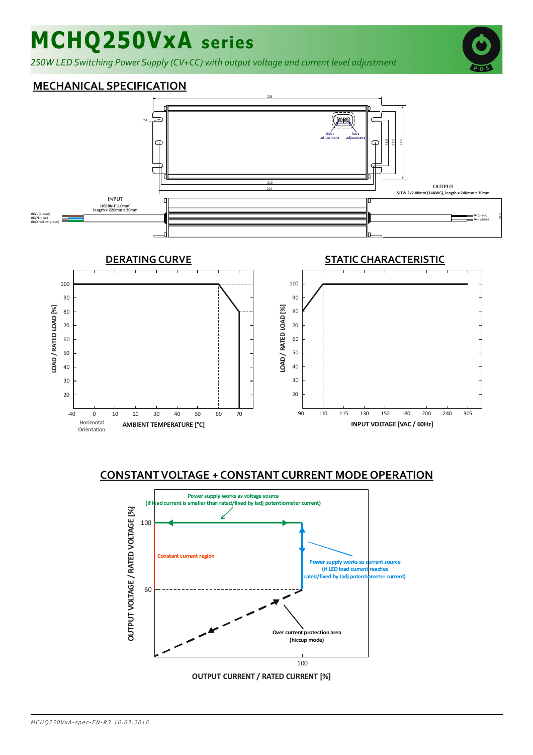# MCHQ250VxA series

*250W LED Switching Power Supply (CV+CC) with output voltage and current level adjustment*

## MECHANICAL SPECIFICATION

226

Φ4

Uout adjustment

Iout adjustment

45.5

61.5

73.5

210

214

OUTPUT

SJTW 2x2.08mm²(14AWG), length = 240mm ± 30mm

INPUT

H05RN-F 1.0mm²

length = 220mm ± 20mm

AC/L (brown)

AC/N (blue)

GND (yellow-green)

V- (black)

V+ (white)

38.5

## DERATING CURVE

LOAD / RATED LOAD [%]

100
90
80
70
60
50
40
30
20

-40 0 10 20 30 40 50 60 70

Horizontal Orientation

AMBIENT TEMPERATURE [°C]

## STATIC CHARACTERISTIC

LOAD / RATED LOAD [%]

100
90
80
70
60
50
40
30
20

90 110 115 130 150 180 200 240 305

INPUT VOLTAGE [VAC / 60Hz]

## CONSTANT VOLTAGE + CONSTANT CURRENT MODE OPERATION

Power supply works as voltage source

(if load current is smaller than rated/fixed by Iadj potentiometer current)

OUTPUT VOLTAGE / RATED VOLTAGE [%]

100

60

Constant current region

Power supply works as current source

(if LED load current reaches

rated/fixed by Iadj potentiometer current)

Over current protection area

(hiccup mode)

100

OUTPUT CURRENT / RATED CURRENT [%]